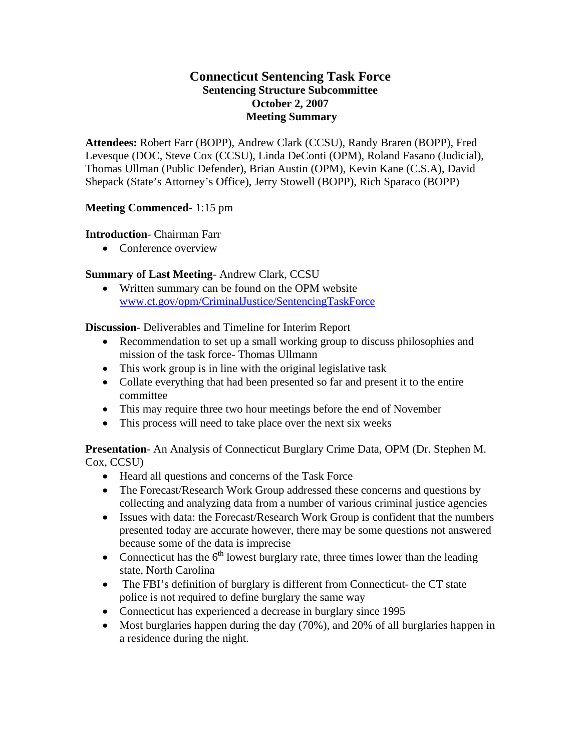# Connecticut Sentencing Task Force

## Sentencing Structure Subcommittee
## October 2, 2007
## Meeting Summary

**Attendees:** Robert Farr (BOPP), Andrew Clark (CCSU), Randy Braren (BOPP), Fred Levesque (DOC, Steve Cox (CCSU), Linda DeConti (OPM), Roland Fasano (Judicial), Thomas Ullman (Public Defender), Brian Austin (OPM), Kevin Kane (C.S.A), David Shepack (State's Attorney's Office), Jerry Stowell (BOPP), Rich Sparaco (BOPP)

**Meeting Commenced**- 1:15 pm

**Introduction**- Chairman Farr

- Conference overview

**Summary of Last Meeting**- Andrew Clark, CCSU

- Written summary can be found on the OPM website [www.ct.gov/opm/CriminalJustice/SentencingTaskForce](www.ct.gov/opm/CriminalJustice/SentencingTaskForce)

**Discussion**- Deliverables and Timeline for Interim Report

- Recommendation to set up a small working group to discuss philosophies and mission of the task force- Thomas Ullmann
- This work group is in line with the original legislative task
- Collate everything that had been presented so far and present it to the entire committee
- This may require three two hour meetings before the end of November
- This process will need to take place over the next six weeks

**Presentation**- An Analysis of Connecticut Burglary Crime Data, OPM (Dr. Stephen M. Cox, CCSU)

- Heard all questions and concerns of the Task Force
- The Forecast/Research Work Group addressed these concerns and questions by collecting and analyzing data from a number of various criminal justice agencies
- Issues with data: the Forecast/Research Work Group is confident that the numbers presented today are accurate however, there may be some questions not answered because some of the data is imprecise
- Connecticut has the 6th lowest burglary rate, three times lower than the leading state, North Carolina
- The FBI's definition of burglary is different from Connecticut- the CT state police is not required to define burglary the same way
- Connecticut has experienced a decrease in burglary since 1995
- Most burglaries happen during the day (70%), and 20% of all burglaries happen in a residence during the night.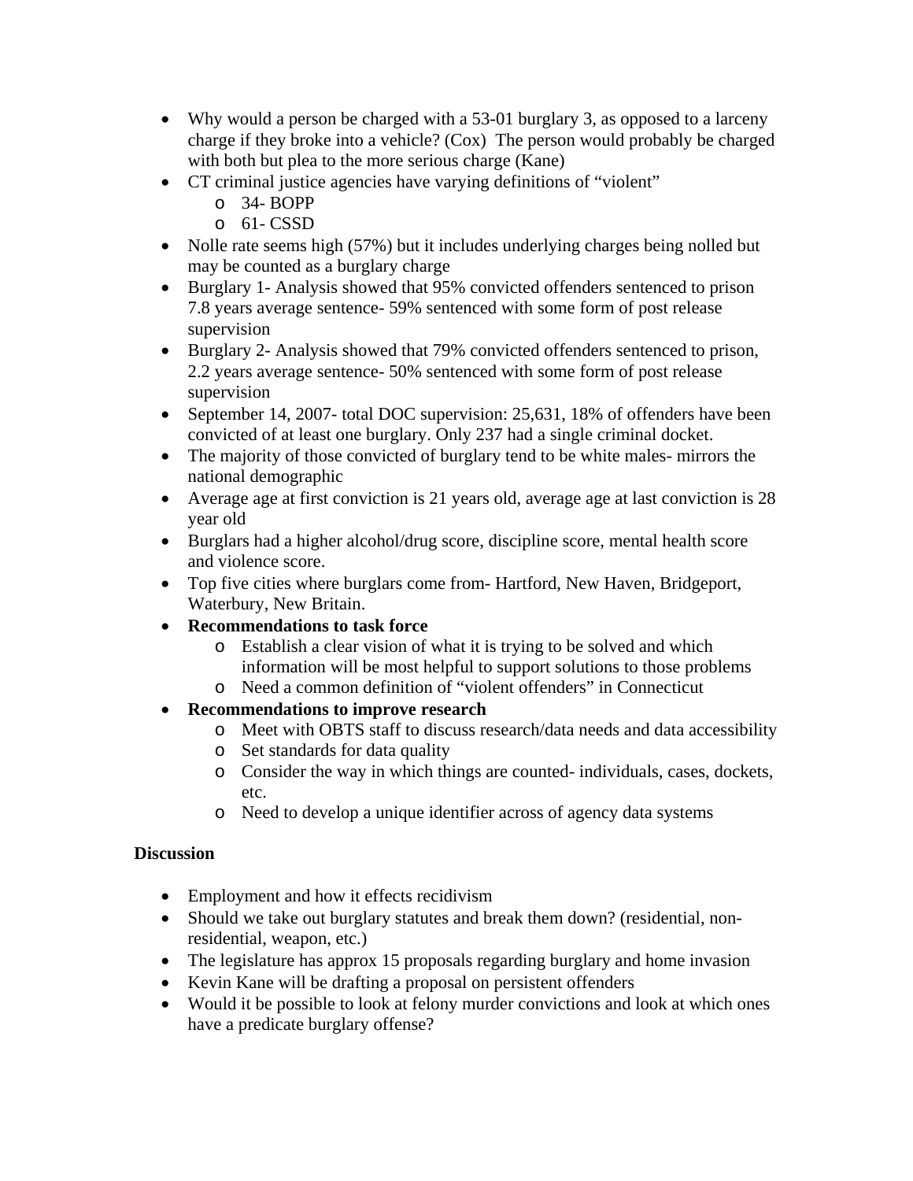- Why would a person be charged with a 53-01 burglary 3, as opposed to a larceny charge if they broke into a vehicle? (Cox) The person would probably be charged with both but plea to the more serious charge (Kane)
- CT criminal justice agencies have varying definitions of "violent"
  - 34- BOPP
  - 61- CSSD
- Nolle rate seems high (57%) but it includes underlying charges being nolled but may be counted as a burglary charge
- Burglary 1- Analysis showed that 95% convicted offenders sentenced to prison 7.8 years average sentence- 59% sentenced with some form of post release supervision
- Burglary 2- Analysis showed that 79% convicted offenders sentenced to prison, 2.2 years average sentence- 50% sentenced with some form of post release supervision
- September 14, 2007- total DOC supervision: 25,631, 18% of offenders have been convicted of at least one burglary. Only 237 had a single criminal docket.
- The majority of those convicted of burglary tend to be white males- mirrors the national demographic
- Average age at first conviction is 21 years old, average age at last conviction is 28 year old
- Burglars had a higher alcohol/drug score, discipline score, mental health score and violence score.
- Top five cities where burglars come from- Hartford, New Haven, Bridgeport, Waterbury, New Britain.
- **Recommendations to task force**
  - Establish a clear vision of what it is trying to be solved and which information will be most helpful to support solutions to those problems
  - Need a common definition of "violent offenders" in Connecticut
- **Recommendations to improve research**
  - Meet with OBTS staff to discuss research/data needs and data accessibility
  - Set standards for data quality
  - Consider the way in which things are counted- individuals, cases, dockets, etc.
  - Need to develop a unique identifier across of agency data systems

**Discussion**

- Employment and how it effects recidivism
- Should we take out burglary statutes and break them down? (residential, non-residential, weapon, etc.)
- The legislature has approx 15 proposals regarding burglary and home invasion
- Kevin Kane will be drafting a proposal on persistent offenders
- Would it be possible to look at felony murder convictions and look at which ones have a predicate burglary offense?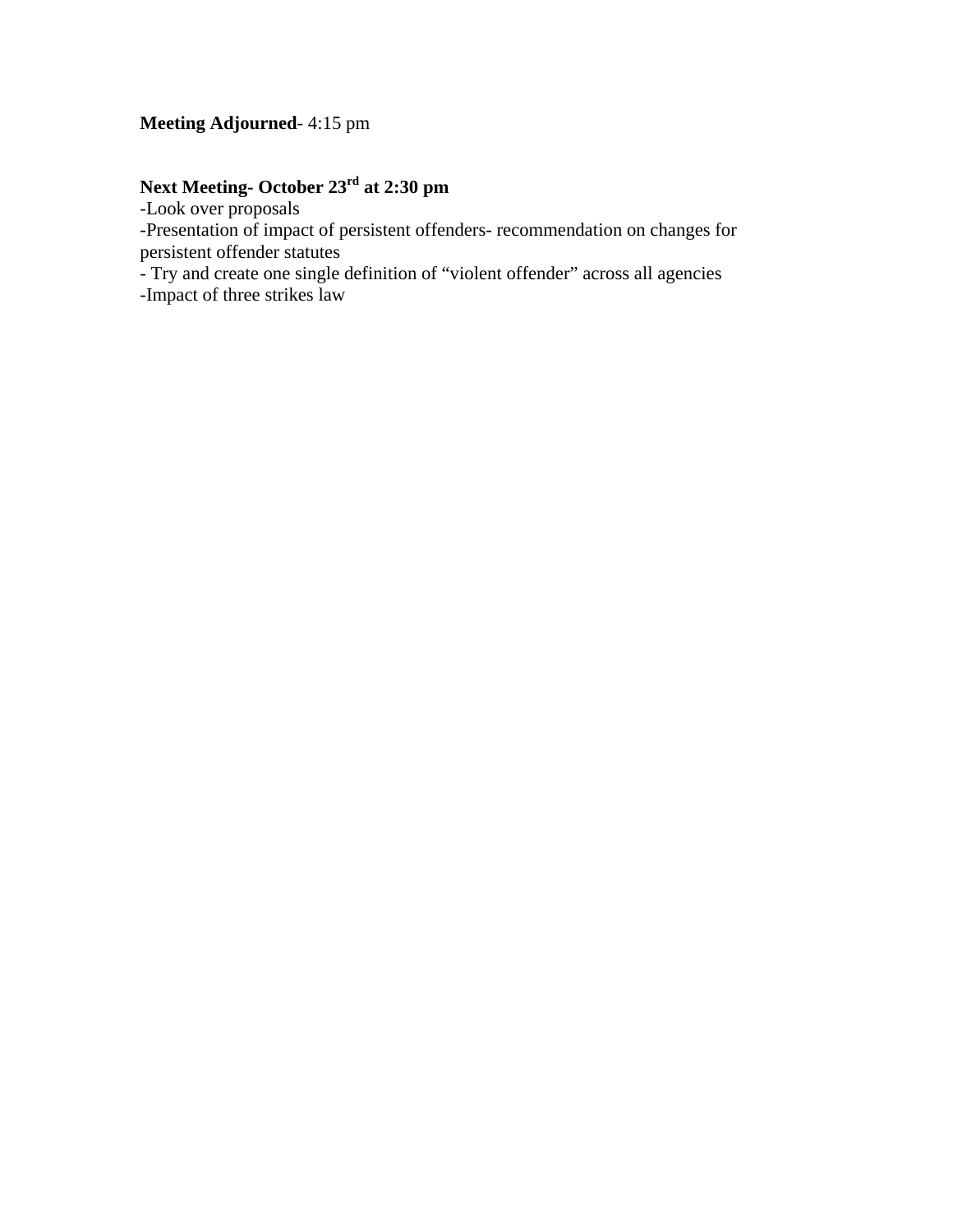**Meeting Adjourned**- 4:15 pm

**Next Meeting- October 23rd at 2:30 pm**
-Look over proposals
-Presentation of impact of persistent offenders- recommendation on changes for persistent offender statutes
- Try and create one single definition of "violent offender" across all agencies
-Impact of three strikes law